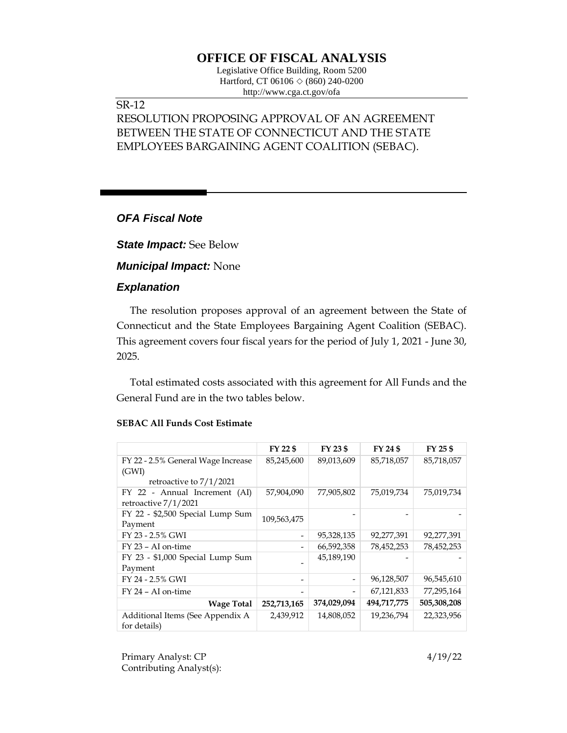# OFFICE OF FISCAL ANALYSIS

Legislative Office Building, Room 5200
Hartford, CT 06106 ◇ (860) 240-0200
http://www.cga.ct.gov/ofa

SR-12
RESOLUTION PROPOSING APPROVAL OF AN AGREEMENT BETWEEN THE STATE OF CONNECTICUT AND THE STATE EMPLOYEES BARGAINING AGENT COALITION (SEBAC).

## *OFA Fiscal Note*

***State Impact:*** See Below

***Municipal Impact:*** None

### *Explanation*

The resolution proposes approval of an agreement between the State of Connecticut and the State Employees Bargaining Agent Coalition (SEBAC). This agreement covers four fiscal years for the period of July 1, 2021 - June 30, 2025.

Total estimated costs associated with this agreement for All Funds and the General Fund are in the two tables below.

**SEBAC All Funds Cost Estimate**

| | FY 22 $ | FY 23 $ | FY 24 $ | FY 25 $ |
|---|---|---|---|---|
| FY 22 - 2.5% General Wage Increase (GWI) retroactive to 7/1/2021 | 85,245,600 | 89,013,609 | 85,718,057 | 85,718,057 |
| FY 22 - Annual Increment (AI) retroactive 7/1/2021 | 57,904,090 | 77,905,802 | 75,019,734 | 75,019,734 |
| FY 22 - $2,500 Special Lump Sum Payment | 109,563,475 | - | - | - |
| FY 23 - 2.5% GWI | - | 95,328,135 | 92,277,391 | 92,277,391 |
| FY 23 – AI on-time | - | 66,592,358 | 78,452,253 | 78,452,253 |
| FY 23 - $1,000 Special Lump Sum Payment | - | 45,189,190 | - | - |
| FY 24 - 2.5% GWI | - | - | 96,128,507 | 96,545,610 |
| FY 24 – AI on-time | - | - | 67,121,833 | 77,295,164 |
| **Wage Total** | **252,713,165** | **374,029,094** | **494,717,775** | **505,308,208** |
| Additional Items (See Appendix A for details) | 2,439,912 | 14,808,052 | 19,236,794 | 22,323,956 |

Primary Analyst: CP
Contributing Analyst(s):

4/19/22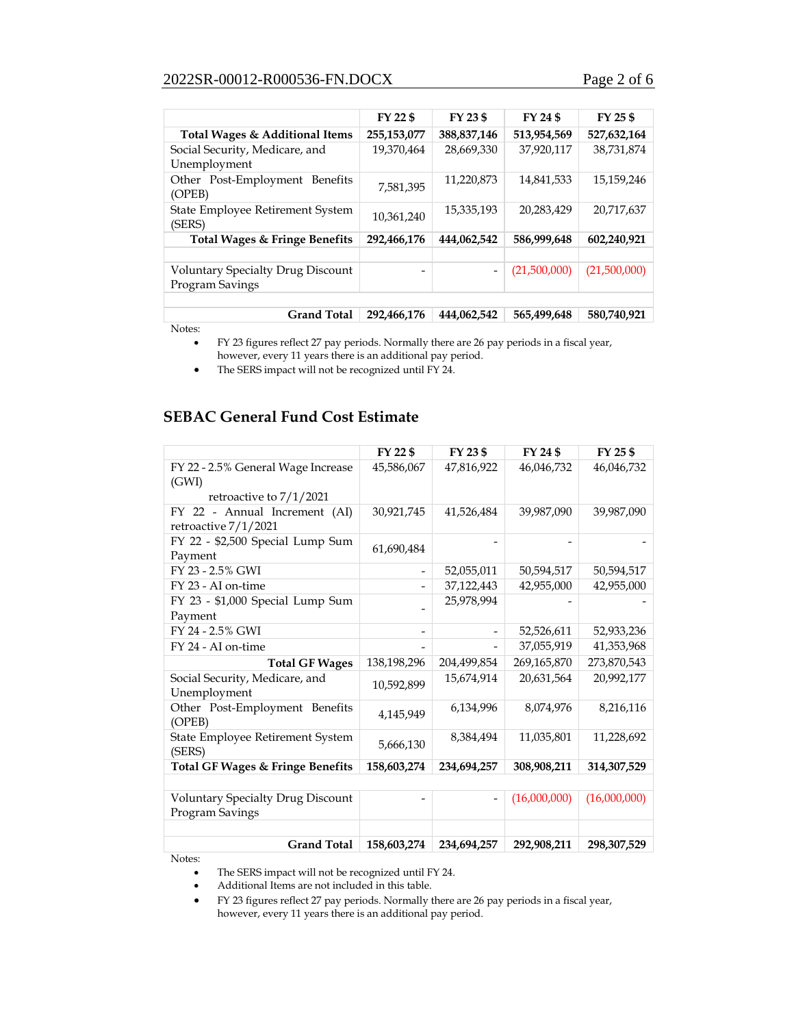| | FY 22 $ | FY 23 $ | FY 24 $ | FY 25 $ |
|---|---|---|---|---|
| **Total Wages & Additional Items** | **255,153,077** | **388,837,146** | **513,954,569** | **527,632,164** |
| Social Security, Medicare, and Unemployment | 19,370,464 | 28,669,330 | 37,920,117 | 38,731,874 |
| Other Post-Employment Benefits (OPEB) | 7,581,395 | 11,220,873 | 14,841,533 | 15,159,246 |
| State Employee Retirement System (SERS) | 10,361,240 | 15,335,193 | 20,283,429 | 20,717,637 |
| **Total Wages & Fringe Benefits** | **292,466,176** | **444,062,542** | **586,999,648** | **602,240,921** |
| | | | | |
| Voluntary Specialty Drug Discount Program Savings | - | - | (21,500,000) | (21,500,000) |
| | | | | |
| **Grand Total** | **292,466,176** | **444,062,542** | **565,499,648** | **580,740,921** |

Notes:

- FY 23 figures reflect 27 pay periods. Normally there are 26 pay periods in a fiscal year, however, every 11 years there is an additional pay period.
- The SERS impact will not be recognized until FY 24.

## SEBAC General Fund Cost Estimate

| | FY 22 $ | FY 23 $ | FY 24 $ | FY 25 $ |
|---|---|---|---|---|
| FY 22 - 2.5% General Wage Increase (GWI) retroactive to 7/1/2021 | 45,586,067 | 47,816,922 | 46,046,732 | 46,046,732 |
| FY 22 - Annual Increment (AI) retroactive 7/1/2021 | 30,921,745 | 41,526,484 | 39,987,090 | 39,987,090 |
| FY 22 - $2,500 Special Lump Sum Payment | 61,690,484 | - | - | - |
| FY 23 - 2.5% GWI | - | 52,055,011 | 50,594,517 | 50,594,517 |
| FY 23 - AI on-time | - | 37,122,443 | 42,955,000 | 42,955,000 |
| FY 23 - $1,000 Special Lump Sum Payment | - | 25,978,994 | - | - |
| FY 24 - 2.5% GWI | - | - | 52,526,611 | 52,933,236 |
| FY 24 - AI on-time | - | - | 37,055,919 | 41,353,968 |
| **Total GF Wages** | 138,198,296 | 204,499,854 | 269,165,870 | 273,870,543 |
| Social Security, Medicare, and Unemployment | 10,592,899 | 15,674,914 | 20,631,564 | 20,992,177 |
| Other Post-Employment Benefits (OPEB) | 4,145,949 | 6,134,996 | 8,074,976 | 8,216,116 |
| State Employee Retirement System (SERS) | 5,666,130 | 8,384,494 | 11,035,801 | 11,228,692 |
| **Total GF Wages & Fringe Benefits** | **158,603,274** | **234,694,257** | **308,908,211** | **314,307,529** |
| | | | | |
| Voluntary Specialty Drug Discount Program Savings | - | - | (16,000,000) | (16,000,000) |
| | | | | |
| **Grand Total** | **158,603,274** | **234,694,257** | **292,908,211** | **298,307,529** |

Notes:

- The SERS impact will not be recognized until FY 24.
- Additional Items are not included in this table.
- FY 23 figures reflect 27 pay periods. Normally there are 26 pay periods in a fiscal year, however, every 11 years there is an additional pay period.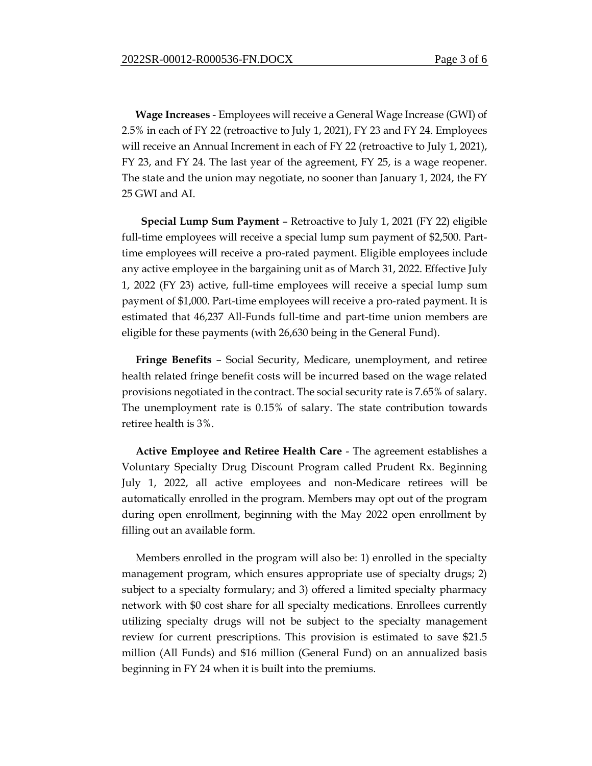**Wage Increases** - Employees will receive a General Wage Increase (GWI) of 2.5% in each of FY 22 (retroactive to July 1, 2021), FY 23 and FY 24. Employees will receive an Annual Increment in each of FY 22 (retroactive to July 1, 2021), FY 23, and FY 24. The last year of the agreement, FY 25, is a wage reopener. The state and the union may negotiate, no sooner than January 1, 2024, the FY 25 GWI and AI.

**Special Lump Sum Payment** – Retroactive to July 1, 2021 (FY 22) eligible full-time employees will receive a special lump sum payment of $2,500. Part-time employees will receive a pro-rated payment. Eligible employees include any active employee in the bargaining unit as of March 31, 2022. Effective July 1, 2022 (FY 23) active, full-time employees will receive a special lump sum payment of $1,000. Part-time employees will receive a pro-rated payment. It is estimated that 46,237 All-Funds full-time and part-time union members are eligible for these payments (with 26,630 being in the General Fund).

**Fringe Benefits** – Social Security, Medicare, unemployment, and retiree health related fringe benefit costs will be incurred based on the wage related provisions negotiated in the contract. The social security rate is 7.65% of salary. The unemployment rate is 0.15% of salary. The state contribution towards retiree health is 3%.

**Active Employee and Retiree Health Care** - The agreement establishes a Voluntary Specialty Drug Discount Program called Prudent Rx. Beginning July 1, 2022, all active employees and non-Medicare retirees will be automatically enrolled in the program. Members may opt out of the program during open enrollment, beginning with the May 2022 open enrollment by filling out an available form.

Members enrolled in the program will also be: 1) enrolled in the specialty management program, which ensures appropriate use of specialty drugs; 2) subject to a specialty formulary; and 3) offered a limited specialty pharmacy network with $0 cost share for all specialty medications. Enrollees currently utilizing specialty drugs will not be subject to the specialty management review for current prescriptions. This provision is estimated to save $21.5 million (All Funds) and $16 million (General Fund) on an annualized basis beginning in FY 24 when it is built into the premiums.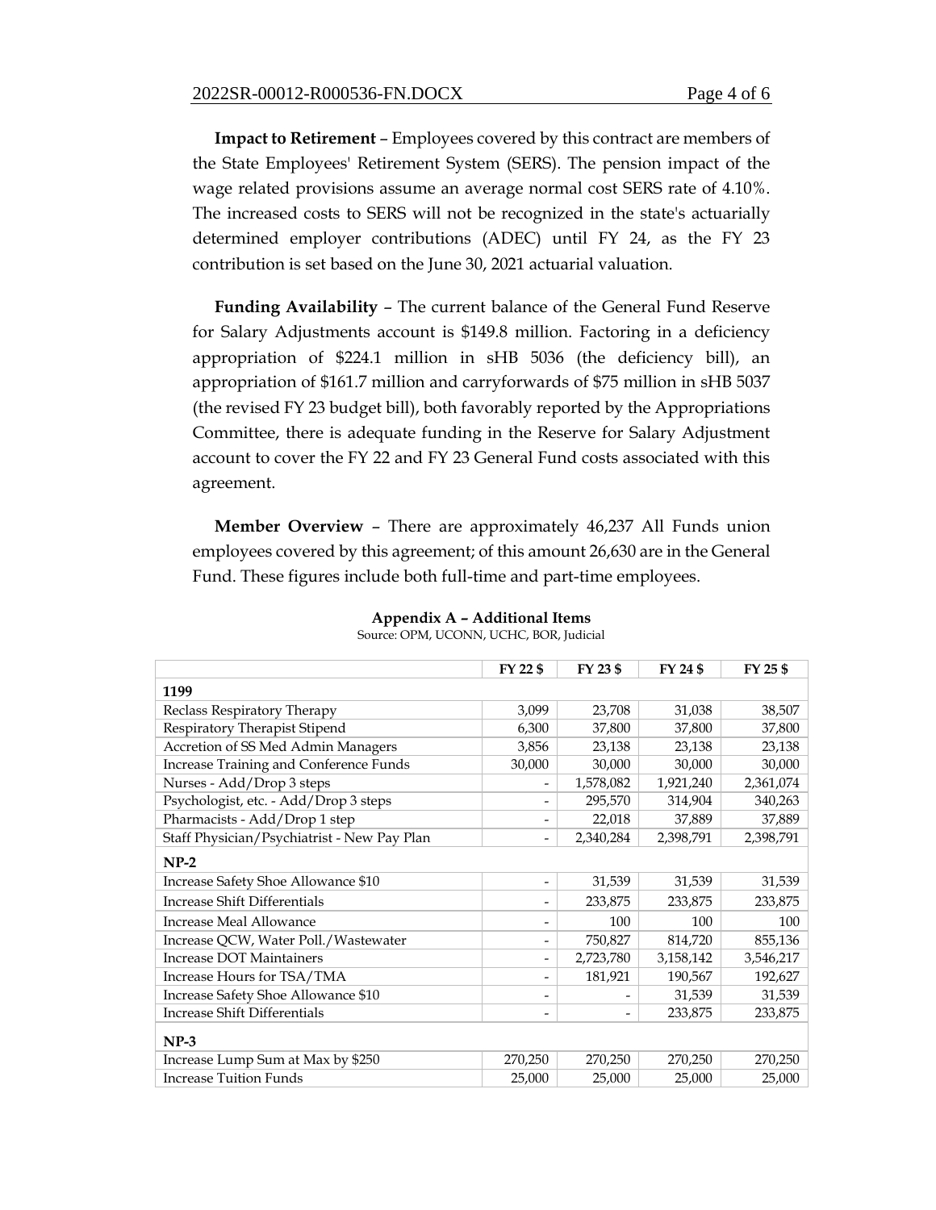**Impact to Retirement** – Employees covered by this contract are members of the State Employees' Retirement System (SERS). The pension impact of the wage related provisions assume an average normal cost SERS rate of 4.10%. The increased costs to SERS will not be recognized in the state's actuarially determined employer contributions (ADEC) until FY 24, as the FY 23 contribution is set based on the June 30, 2021 actuarial valuation.

**Funding Availability** – The current balance of the General Fund Reserve for Salary Adjustments account is $149.8 million. Factoring in a deficiency appropriation of $224.1 million in sHB 5036 (the deficiency bill), an appropriation of $161.7 million and carryforwards of $75 million in sHB 5037 (the revised FY 23 budget bill), both favorably reported by the Appropriations Committee, there is adequate funding in the Reserve for Salary Adjustment account to cover the FY 22 and FY 23 General Fund costs associated with this agreement.

**Member Overview** – There are approximately 46,237 All Funds union employees covered by this agreement; of this amount 26,630 are in the General Fund. These figures include both full-time and part-time employees.

**Appendix A – Additional Items**

Source: OPM, UCONN, UCHC, BOR, Judicial

| | FY 22 $ | FY 23 $ | FY 24 $ | FY 25 $ |
|---|---|---|---|---|
| **1199** | | | | |
| Reclass Respiratory Therapy | 3,099 | 23,708 | 31,038 | 38,507 |
| Respiratory Therapist Stipend | 6,300 | 37,800 | 37,800 | 37,800 |
| Accretion of SS Med Admin Managers | 3,856 | 23,138 | 23,138 | 23,138 |
| Increase Training and Conference Funds | 30,000 | 30,000 | 30,000 | 30,000 |
| Nurses - Add/Drop 3 steps | - | 1,578,082 | 1,921,240 | 2,361,074 |
| Psychologist, etc. - Add/Drop 3 steps | - | 295,570 | 314,904 | 340,263 |
| Pharmacists - Add/Drop 1 step | - | 22,018 | 37,889 | 37,889 |
| Staff Physician/Psychiatrist - New Pay Plan | - | 2,340,284 | 2,398,791 | 2,398,791 |
| **NP-2** | | | | |
| Increase Safety Shoe Allowance $10 | - | 31,539 | 31,539 | 31,539 |
| Increase Shift Differentials | - | 233,875 | 233,875 | 233,875 |
| Increase Meal Allowance | - | 100 | 100 | 100 |
| Increase QCW, Water Poll./Wastewater | - | 750,827 | 814,720 | 855,136 |
| Increase DOT Maintainers | - | 2,723,780 | 3,158,142 | 3,546,217 |
| Increase Hours for TSA/TMA | - | 181,921 | 190,567 | 192,627 |
| Increase Safety Shoe Allowance $10 | - | - | 31,539 | 31,539 |
| Increase Shift Differentials | - | - | 233,875 | 233,875 |
| **NP-3** | | | | |
| Increase Lump Sum at Max by $250 | 270,250 | 270,250 | 270,250 | 270,250 |
| Increase Tuition Funds | 25,000 | 25,000 | 25,000 | 25,000 |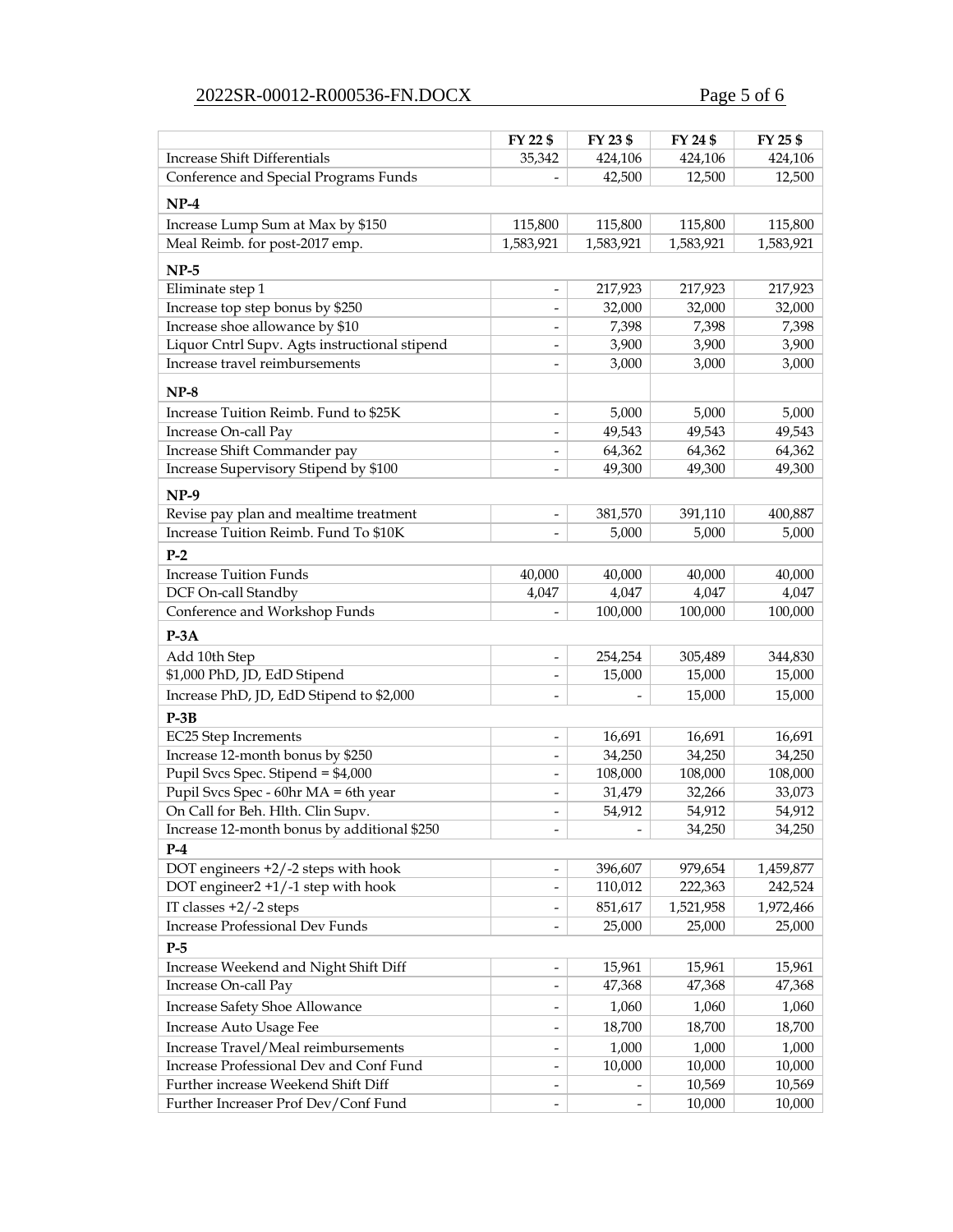| | FY 22 $ | FY 23 $ | FY 24 $ | FY 25 $ |
|---|---|---|---|---|
| Increase Shift Differentials | 35,342 | 424,106 | 424,106 | 424,106 |
| Conference and Special Programs Funds | - | 42,500 | 12,500 | 12,500 |
| **NP-4** | | | | |
| Increase Lump Sum at Max by $150 | 115,800 | 115,800 | 115,800 | 115,800 |
| Meal Reimb. for post-2017 emp. | 1,583,921 | 1,583,921 | 1,583,921 | 1,583,921 |
| **NP-5** | | | | |
| Eliminate step 1 | - | 217,923 | 217,923 | 217,923 |
| Increase top step bonus by $250 | - | 32,000 | 32,000 | 32,000 |
| Increase shoe allowance by $10 | - | 7,398 | 7,398 | 7,398 |
| Liquor Cntrl Supv. Agts instructional stipend | - | 3,900 | 3,900 | 3,900 |
| Increase travel reimbursements | - | 3,000 | 3,000 | 3,000 |
| **NP-8** | | | | |
| Increase Tuition Reimb. Fund to $25K | - | 5,000 | 5,000 | 5,000 |
| Increase On-call Pay | - | 49,543 | 49,543 | 49,543 |
| Increase Shift Commander pay | - | 64,362 | 64,362 | 64,362 |
| Increase Supervisory Stipend by $100 | - | 49,300 | 49,300 | 49,300 |
| **NP-9** | | | | |
| Revise pay plan and mealtime treatment | - | 381,570 | 391,110 | 400,887 |
| Increase Tuition Reimb. Fund To $10K | - | 5,000 | 5,000 | 5,000 |
| **P-2** | | | | |
| Increase Tuition Funds | 40,000 | 40,000 | 40,000 | 40,000 |
| DCF On-call Standby | 4,047 | 4,047 | 4,047 | 4,047 |
| Conference and Workshop Funds | - | 100,000 | 100,000 | 100,000 |
| **P-3A** | | | | |
| Add 10th Step | - | 254,254 | 305,489 | 344,830 |
| $1,000 PhD, JD, EdD Stipend | - | 15,000 | 15,000 | 15,000 |
| Increase PhD, JD, EdD Stipend to $2,000 | - | - | 15,000 | 15,000 |
| **P-3B** | | | | |
| EC25 Step Increments | - | 16,691 | 16,691 | 16,691 |
| Increase 12-month bonus by $250 | - | 34,250 | 34,250 | 34,250 |
| Pupil Svcs Spec. Stipend = $4,000 | - | 108,000 | 108,000 | 108,000 |
| Pupil Svcs Spec - 60hr MA = 6th year | - | 31,479 | 32,266 | 33,073 |
| On Call for Beh. Hlth. Clin Supv. | - | 54,912 | 54,912 | 54,912 |
| Increase 12-month bonus by additional $250 | - | - | 34,250 | 34,250 |
| **P-4** | | | | |
| DOT engineers +2/-2 steps with hook | - | 396,607 | 979,654 | 1,459,877 |
| DOT engineer2 +1/-1 step with hook | - | 110,012 | 222,363 | 242,524 |
| IT classes +2/-2 steps | - | 851,617 | 1,521,958 | 1,972,466 |
| Increase Professional Dev Funds | - | 25,000 | 25,000 | 25,000 |
| **P-5** | | | | |
| Increase Weekend and Night Shift Diff | - | 15,961 | 15,961 | 15,961 |
| Increase On-call Pay | - | 47,368 | 47,368 | 47,368 |
| Increase Safety Shoe Allowance | - | 1,060 | 1,060 | 1,060 |
| Increase Auto Usage Fee | - | 18,700 | 18,700 | 18,700 |
| Increase Travel/Meal reimbursements | - | 1,000 | 1,000 | 1,000 |
| Increase Professional Dev and Conf Fund | - | 10,000 | 10,000 | 10,000 |
| Further increase Weekend Shift Diff | - | - | 10,569 | 10,569 |
| Further Increaser Prof Dev/Conf Fund | - | - | 10,000 | 10,000 |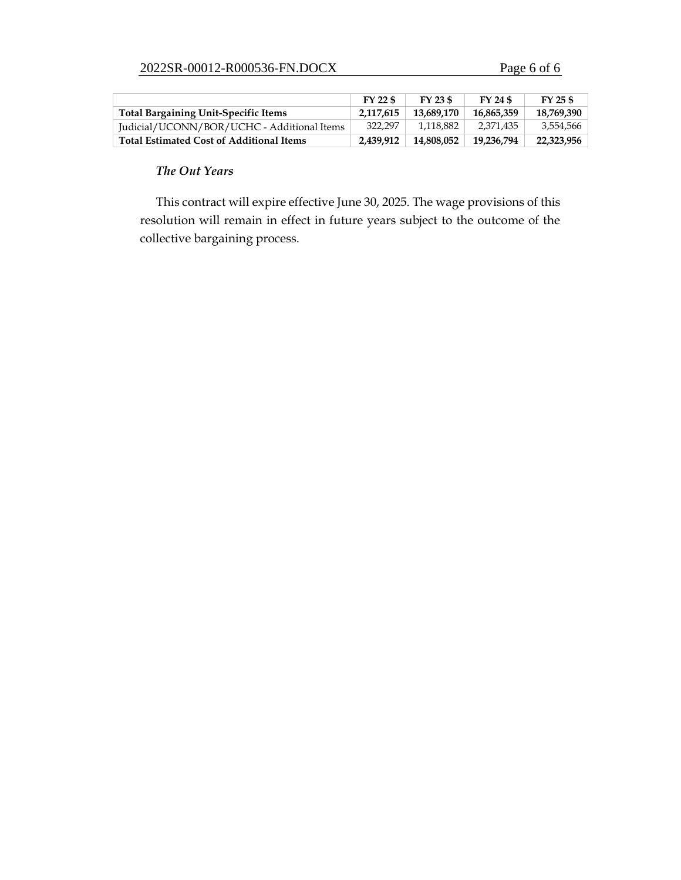| | FY 22 $ | FY 23 $ | FY 24 $ | FY 25 $ |
|---|---|---|---|---|
| **Total Bargaining Unit-Specific Items** | **2,117,615** | **13,689,170** | **16,865,359** | **18,769,390** |
| Judicial/UCONN/BOR/UCHC - Additional Items | 322,297 | 1,118,882 | 2,371,435 | 3,554,566 |
| **Total Estimated Cost of Additional Items** | **2,439,912** | **14,808,052** | **19,236,794** | **22,323,956** |

*The Out Years*

This contract will expire effective June 30, 2025. The wage provisions of this resolution will remain in effect in future years subject to the outcome of the collective bargaining process.